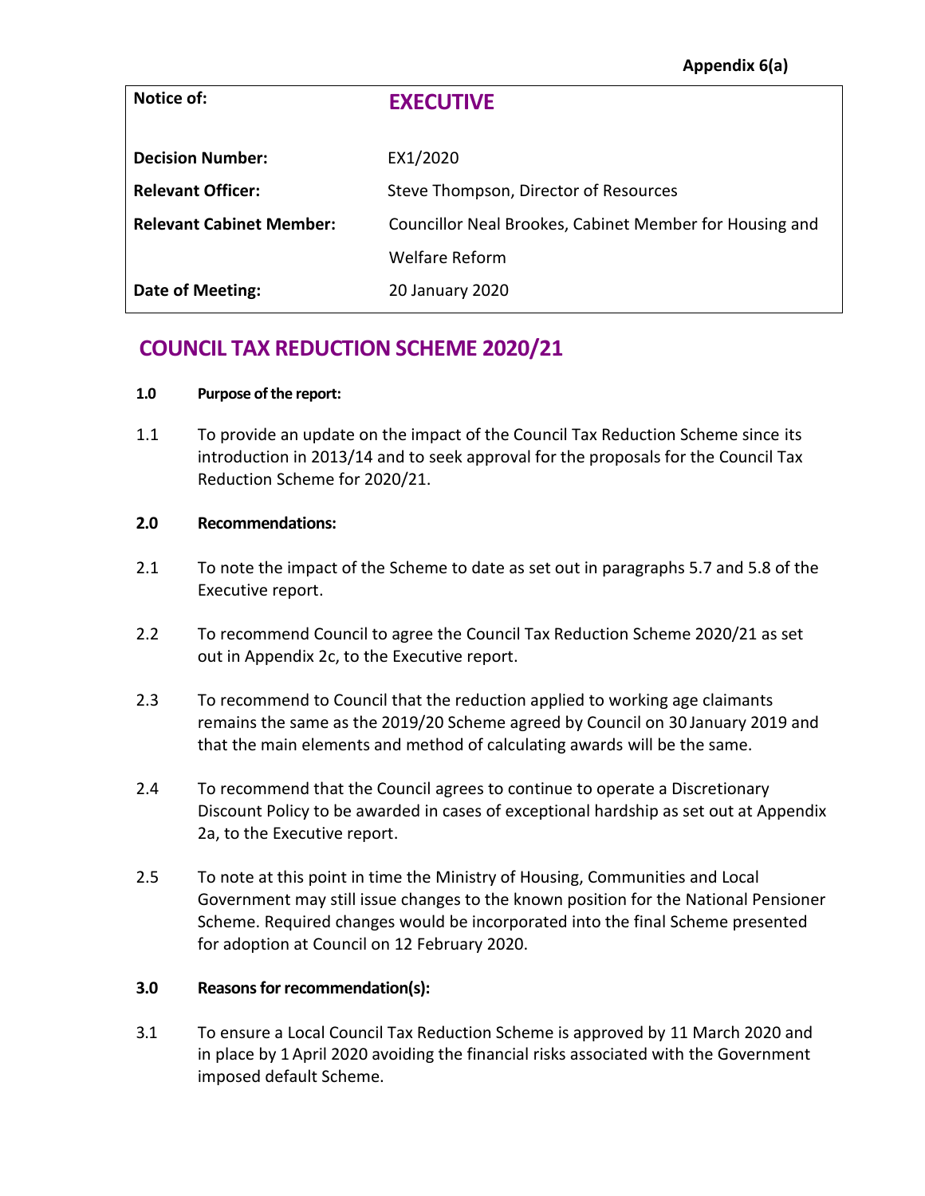Appendix 6(a)

| Notice of: | **EXECUTIVE** |
| --- | --- |
| **Decision Number:** | EX1/2020 |
| **Relevant Officer:** | Steve Thompson, Director of Resources |
| **Relevant Cabinet Member:** | Councillor Neal Brookes, Cabinet Member for Housing and Welfare Reform |
| **Date of Meeting:** | 20 January 2020 |

# COUNCIL TAX REDUCTION SCHEME 2020/21

**1.0 Purpose of the report:**

1.1 To provide an update on the impact of the Council Tax Reduction Scheme since its introduction in 2013/14 and to seek approval for the proposals for the Council Tax Reduction Scheme for 2020/21.

**2.0 Recommendations:**

2.1 To note the impact of the Scheme to date as set out in paragraphs 5.7 and 5.8 of the Executive report.

2.2 To recommend Council to agree the Council Tax Reduction Scheme 2020/21 as set out in Appendix 2c, to the Executive report.

2.3 To recommend to Council that the reduction applied to working age claimants remains the same as the 2019/20 Scheme agreed by Council on 30 January 2019 and that the main elements and method of calculating awards will be the same.

2.4 To recommend that the Council agrees to continue to operate a Discretionary Discount Policy to be awarded in cases of exceptional hardship as set out at Appendix 2a, to the Executive report.

2.5 To note at this point in time the Ministry of Housing, Communities and Local Government may still issue changes to the known position for the National Pensioner Scheme. Required changes would be incorporated into the final Scheme presented for adoption at Council on 12 February 2020.

**3.0 Reasons for recommendation(s):**

3.1 To ensure a Local Council Tax Reduction Scheme is approved by 11 March 2020 and in place by 1 April 2020 avoiding the financial risks associated with the Government imposed default Scheme.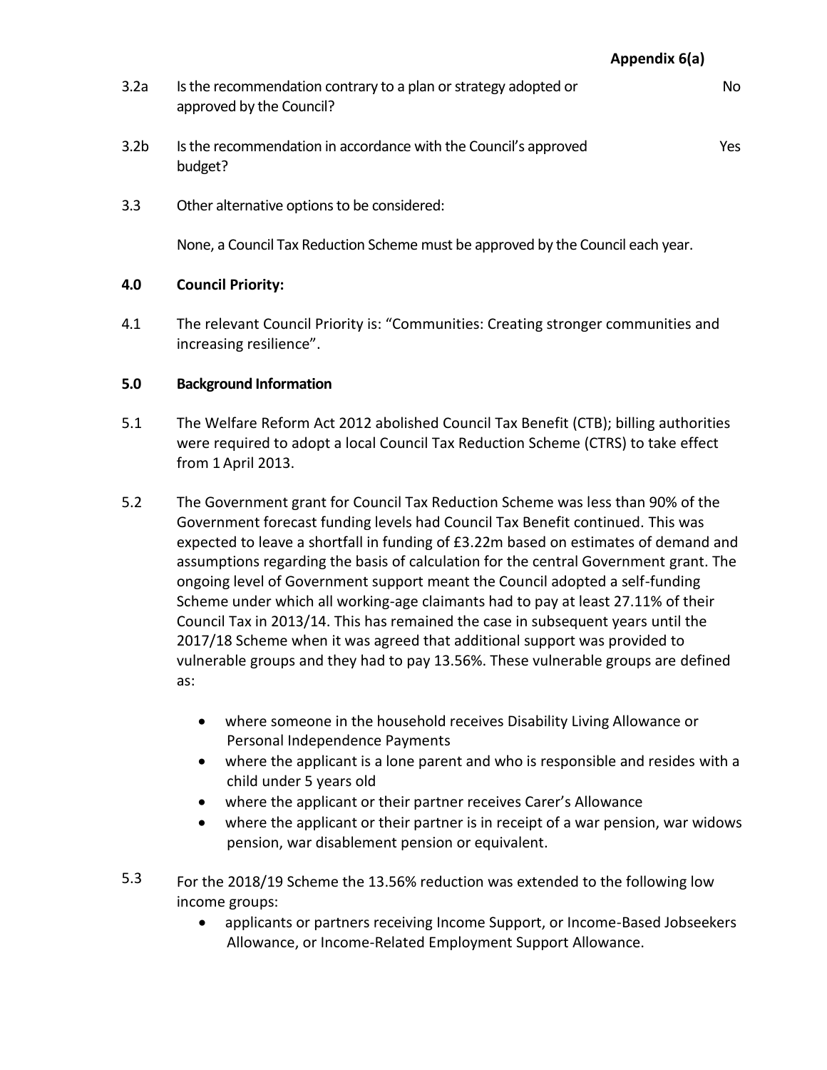**Appendix 6(a)**

3.2a Is the recommendation contrary to a plan or strategy adopted or approved by the Council? No

3.2b Is the recommendation in accordance with the Council's approved budget? Yes

3.3 Other alternative options to be considered:

None, a Council Tax Reduction Scheme must be approved by the Council each year.

## 4.0 Council Priority:

4.1 The relevant Council Priority is: "Communities: Creating stronger communities and increasing resilience".

## 5.0 Background Information

5.1 The Welfare Reform Act 2012 abolished Council Tax Benefit (CTB); billing authorities were required to adopt a local Council Tax Reduction Scheme (CTRS) to take effect from 1 April 2013.

5.2 The Government grant for Council Tax Reduction Scheme was less than 90% of the Government forecast funding levels had Council Tax Benefit continued. This was expected to leave a shortfall in funding of £3.22m based on estimates of demand and assumptions regarding the basis of calculation for the central Government grant. The ongoing level of Government support meant the Council adopted a self-funding Scheme under which all working-age claimants had to pay at least 27.11% of their Council Tax in 2013/14. This has remained the case in subsequent years until the 2017/18 Scheme when it was agreed that additional support was provided to vulnerable groups and they had to pay 13.56%. These vulnerable groups are defined as:

- where someone in the household receives Disability Living Allowance or Personal Independence Payments
- where the applicant is a lone parent and who is responsible and resides with a child under 5 years old
- where the applicant or their partner receives Carer's Allowance
- where the applicant or their partner is in receipt of a war pension, war widows pension, war disablement pension or equivalent.

5.3 For the 2018/19 Scheme the 13.56% reduction was extended to the following low income groups:

- applicants or partners receiving Income Support, or Income-Based Jobseekers Allowance, or Income-Related Employment Support Allowance.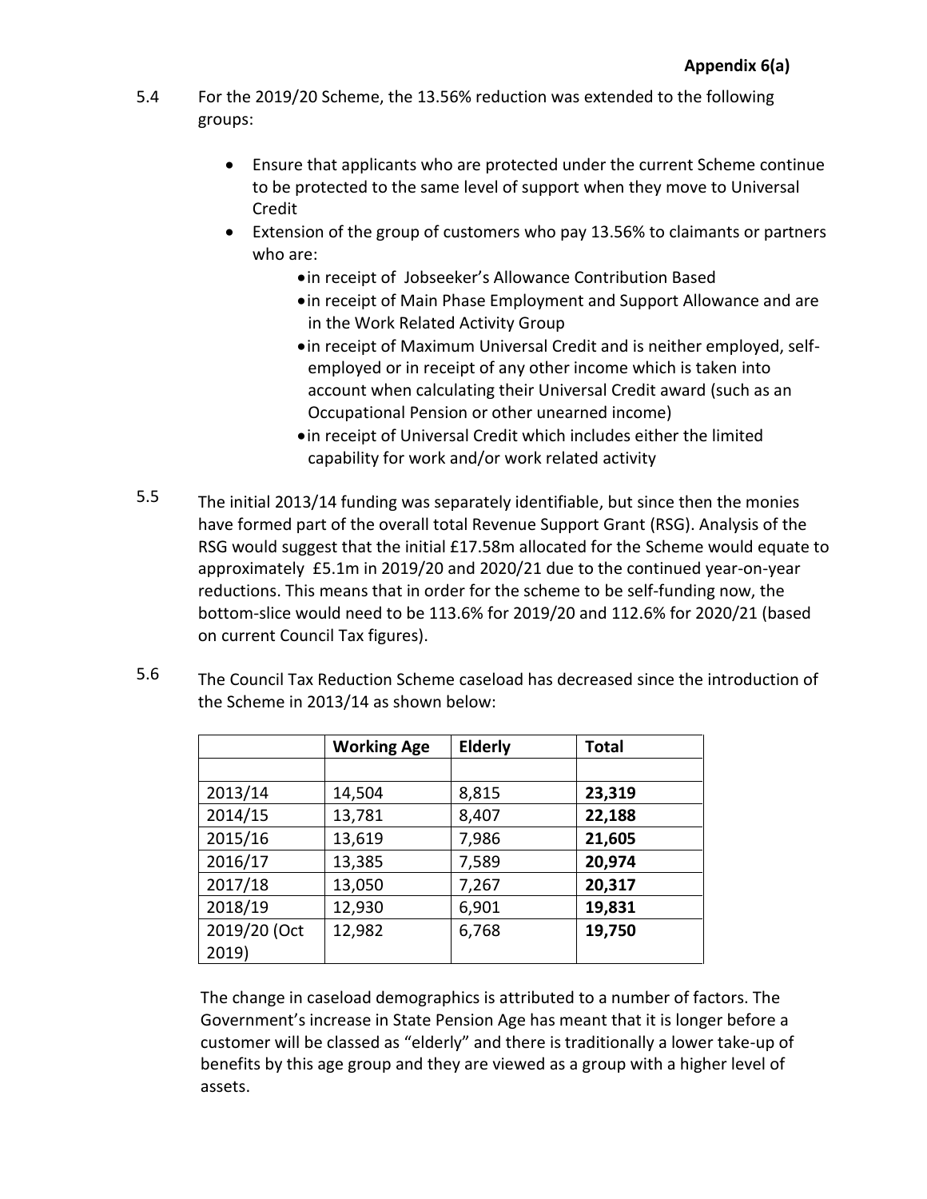**Appendix 6(a)**

5.4 For the 2019/20 Scheme, the 13.56% reduction was extended to the following groups:

- Ensure that applicants who are protected under the current Scheme continue to be protected to the same level of support when they move to Universal Credit
- Extension of the group of customers who pay 13.56% to claimants or partners who are:
  - in receipt of Jobseeker's Allowance Contribution Based
  - in receipt of Main Phase Employment and Support Allowance and are in the Work Related Activity Group
  - in receipt of Maximum Universal Credit and is neither employed, self-employed or in receipt of any other income which is taken into account when calculating their Universal Credit award (such as an Occupational Pension or other unearned income)
  - in receipt of Universal Credit which includes either the limited capability for work and/or work related activity

5.5 The initial 2013/14 funding was separately identifiable, but since then the monies have formed part of the overall total Revenue Support Grant (RSG). Analysis of the RSG would suggest that the initial £17.58m allocated for the Scheme would equate to approximately £5.1m in 2019/20 and 2020/21 due to the continued year-on-year reductions. This means that in order for the scheme to be self-funding now, the bottom-slice would need to be 113.6% for 2019/20 and 112.6% for 2020/21 (based on current Council Tax figures).

5.6 The Council Tax Reduction Scheme caseload has decreased since the introduction of the Scheme in 2013/14 as shown below:

| | Working Age | Elderly | Total |
|---|---|---|---|
| | | | |
| 2013/14 | 14,504 | 8,815 | **23,319** |
| 2014/15 | 13,781 | 8,407 | **22,188** |
| 2015/16 | 13,619 | 7,986 | **21,605** |
| 2016/17 | 13,385 | 7,589 | **20,974** |
| 2017/18 | 13,050 | 7,267 | **20,317** |
| 2018/19 | 12,930 | 6,901 | **19,831** |
| 2019/20 (Oct 2019) | 12,982 | 6,768 | **19,750** |

The change in caseload demographics is attributed to a number of factors. The Government's increase in State Pension Age has meant that it is longer before a customer will be classed as "elderly" and there is traditionally a lower take-up of benefits by this age group and they are viewed as a group with a higher level of assets.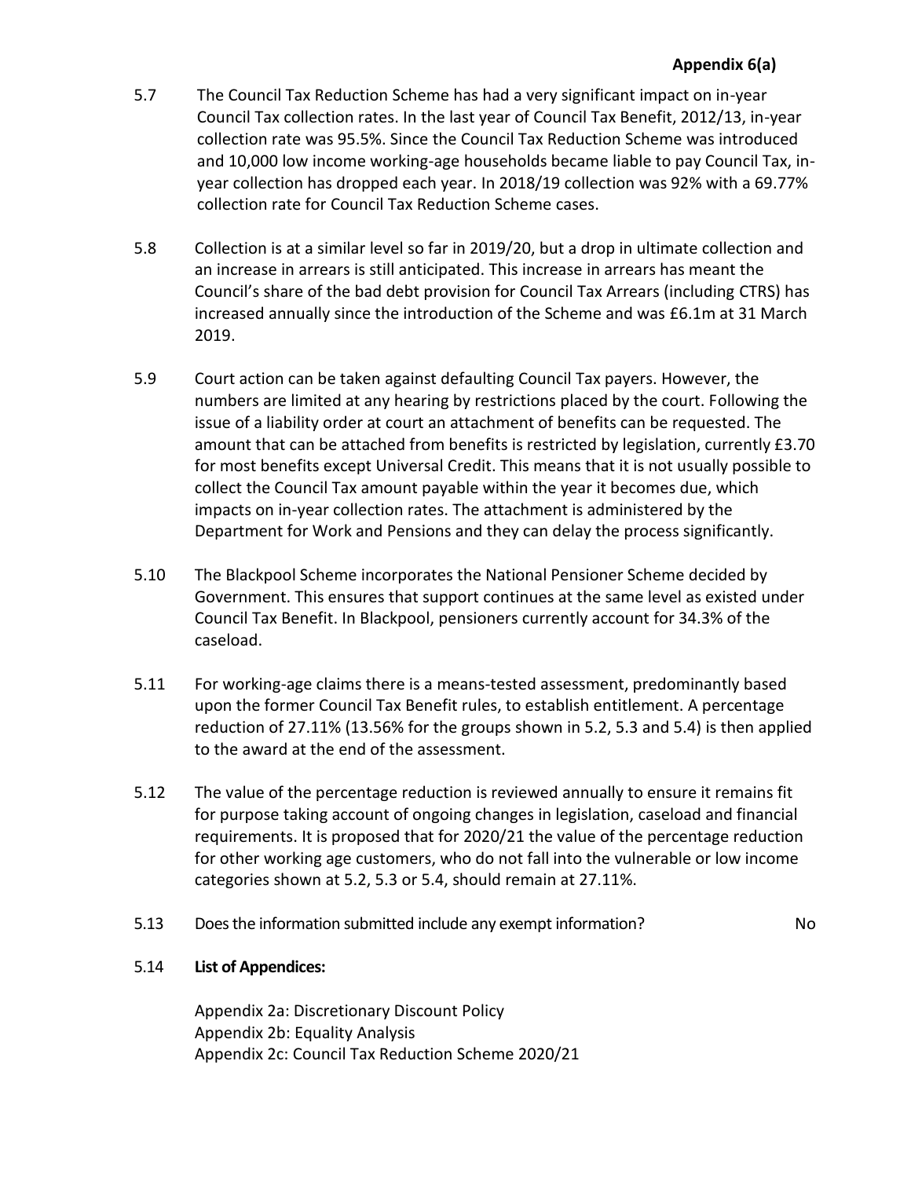**Appendix 6(a)**

5.7 The Council Tax Reduction Scheme has had a very significant impact on in-year Council Tax collection rates. In the last year of Council Tax Benefit, 2012/13, in-year collection rate was 95.5%. Since the Council Tax Reduction Scheme was introduced and 10,000 low income working-age households became liable to pay Council Tax, in-year collection has dropped each year. In 2018/19 collection was 92% with a 69.77% collection rate for Council Tax Reduction Scheme cases.

5.8 Collection is at a similar level so far in 2019/20, but a drop in ultimate collection and an increase in arrears is still anticipated. This increase in arrears has meant the Council's share of the bad debt provision for Council Tax Arrears (including CTRS) has increased annually since the introduction of the Scheme and was £6.1m at 31 March 2019.

5.9 Court action can be taken against defaulting Council Tax payers. However, the numbers are limited at any hearing by restrictions placed by the court. Following the issue of a liability order at court an attachment of benefits can be requested. The amount that can be attached from benefits is restricted by legislation, currently £3.70 for most benefits except Universal Credit. This means that it is not usually possible to collect the Council Tax amount payable within the year it becomes due, which impacts on in-year collection rates. The attachment is administered by the Department for Work and Pensions and they can delay the process significantly.

5.10 The Blackpool Scheme incorporates the National Pensioner Scheme decided by Government. This ensures that support continues at the same level as existed under Council Tax Benefit. In Blackpool, pensioners currently account for 34.3% of the caseload.

5.11 For working-age claims there is a means-tested assessment, predominantly based upon the former Council Tax Benefit rules, to establish entitlement. A percentage reduction of 27.11% (13.56% for the groups shown in 5.2, 5.3 and 5.4) is then applied to the award at the end of the assessment.

5.12 The value of the percentage reduction is reviewed annually to ensure it remains fit for purpose taking account of ongoing changes in legislation, caseload and financial requirements. It is proposed that for 2020/21 the value of the percentage reduction for other working age customers, who do not fall into the vulnerable or low income categories shown at 5.2, 5.3 or 5.4, should remain at 27.11%.

5.13 Does the information submitted include any exempt information? No

5.14 **List of Appendices:**

Appendix 2a: Discretionary Discount Policy
Appendix 2b: Equality Analysis
Appendix 2c: Council Tax Reduction Scheme 2020/21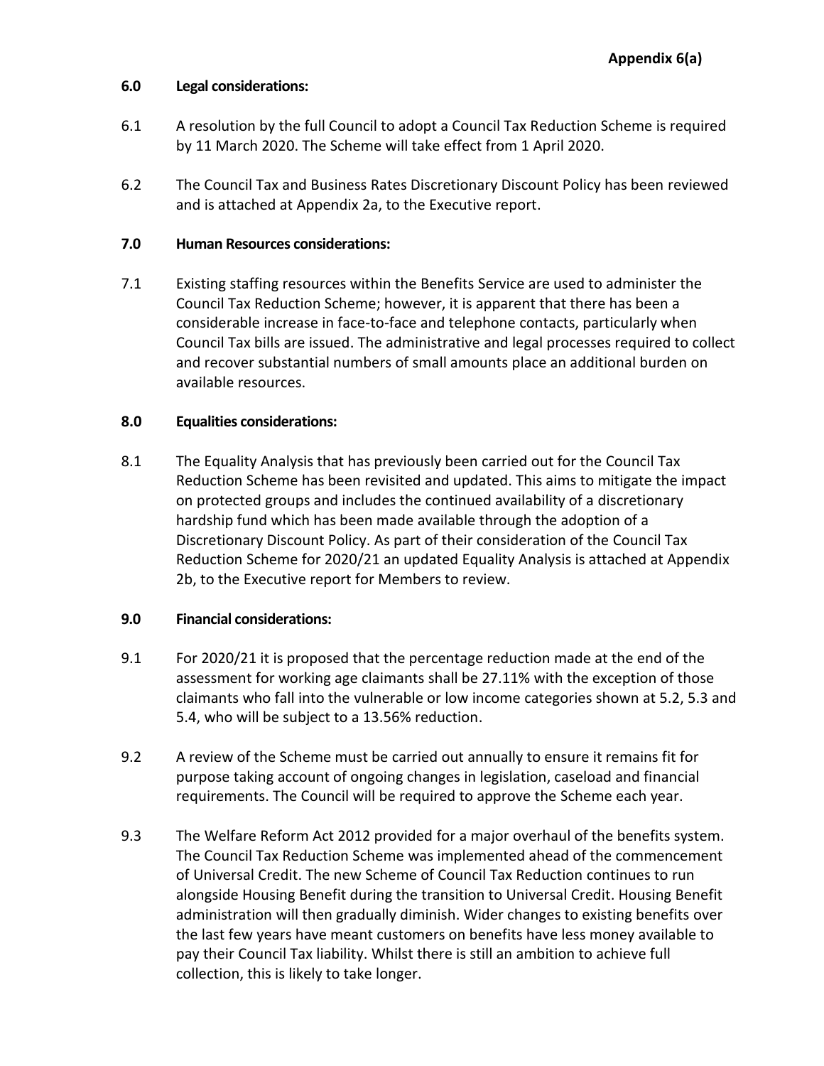**Appendix 6(a)**

**6.0 Legal considerations:**

6.1 A resolution by the full Council to adopt a Council Tax Reduction Scheme is required by 11 March 2020. The Scheme will take effect from 1 April 2020.

6.2 The Council Tax and Business Rates Discretionary Discount Policy has been reviewed and is attached at Appendix 2a, to the Executive report.

**7.0 Human Resources considerations:**

7.1 Existing staffing resources within the Benefits Service are used to administer the Council Tax Reduction Scheme; however, it is apparent that there has been a considerable increase in face-to-face and telephone contacts, particularly when Council Tax bills are issued. The administrative and legal processes required to collect and recover substantial numbers of small amounts place an additional burden on available resources.

**8.0 Equalities considerations:**

8.1 The Equality Analysis that has previously been carried out for the Council Tax Reduction Scheme has been revisited and updated. This aims to mitigate the impact on protected groups and includes the continued availability of a discretionary hardship fund which has been made available through the adoption of a Discretionary Discount Policy. As part of their consideration of the Council Tax Reduction Scheme for 2020/21 an updated Equality Analysis is attached at Appendix 2b, to the Executive report for Members to review.

**9.0 Financial considerations:**

9.1 For 2020/21 it is proposed that the percentage reduction made at the end of the assessment for working age claimants shall be 27.11% with the exception of those claimants who fall into the vulnerable or low income categories shown at 5.2, 5.3 and 5.4, who will be subject to a 13.56% reduction.

9.2 A review of the Scheme must be carried out annually to ensure it remains fit for purpose taking account of ongoing changes in legislation, caseload and financial requirements. The Council will be required to approve the Scheme each year.

9.3 The Welfare Reform Act 2012 provided for a major overhaul of the benefits system. The Council Tax Reduction Scheme was implemented ahead of the commencement of Universal Credit. The new Scheme of Council Tax Reduction continues to run alongside Housing Benefit during the transition to Universal Credit. Housing Benefit administration will then gradually diminish. Wider changes to existing benefits over the last few years have meant customers on benefits have less money available to pay their Council Tax liability. Whilst there is still an ambition to achieve full collection, this is likely to take longer.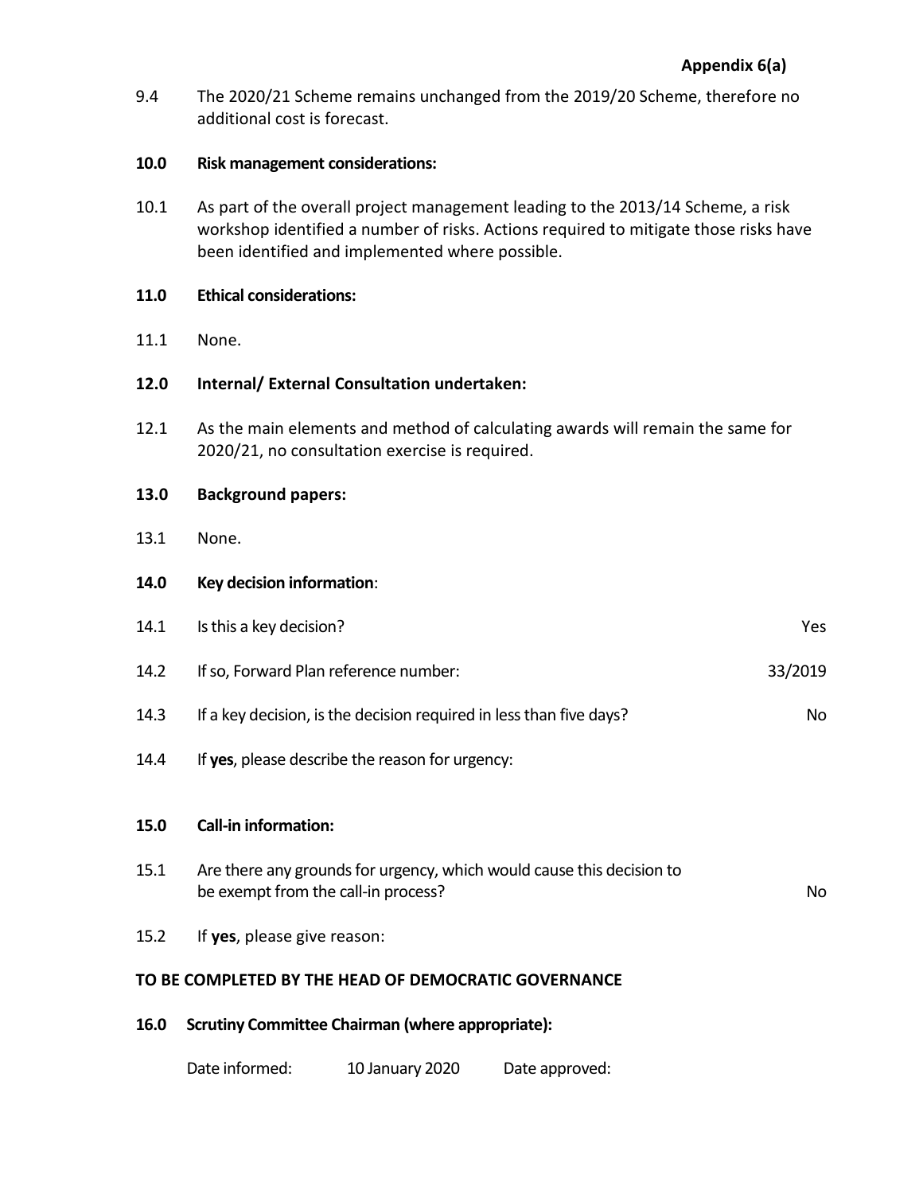**Appendix 6(a)**

9.4 The 2020/21 Scheme remains unchanged from the 2019/20 Scheme, therefore no additional cost is forecast.

**10.0 Risk management considerations:**

10.1 As part of the overall project management leading to the 2013/14 Scheme, a risk workshop identified a number of risks. Actions required to mitigate those risks have been identified and implemented where possible.

**11.0 Ethical considerations:**

11.1 None.

**12.0 Internal/ External Consultation undertaken:**

12.1 As the main elements and method of calculating awards will remain the same for 2020/21, no consultation exercise is required.

**13.0 Background papers:**

13.1 None.

**14.0 Key decision information**:

| | | |
|---|---|---|
| 14.1 | Is this a key decision? | Yes |
| 14.2 | If so, Forward Plan reference number: | 33/2019 |
| 14.3 | If a key decision, is the decision required in less than five days? | No |
| 14.4 | If **yes**, please describe the reason for urgency: | |

**15.0 Call-in information:**

| | | |
|---|---|---|
| 15.1 | Are there any grounds for urgency, which would cause this decision to be exempt from the call-in process? | No |
| 15.2 | If **yes**, please give reason: | |

**TO BE COMPLETED BY THE HEAD OF DEMOCRATIC GOVERNANCE**

**16.0 Scrutiny Committee Chairman (where appropriate):**

Date informed: 10 January 2020 Date approved: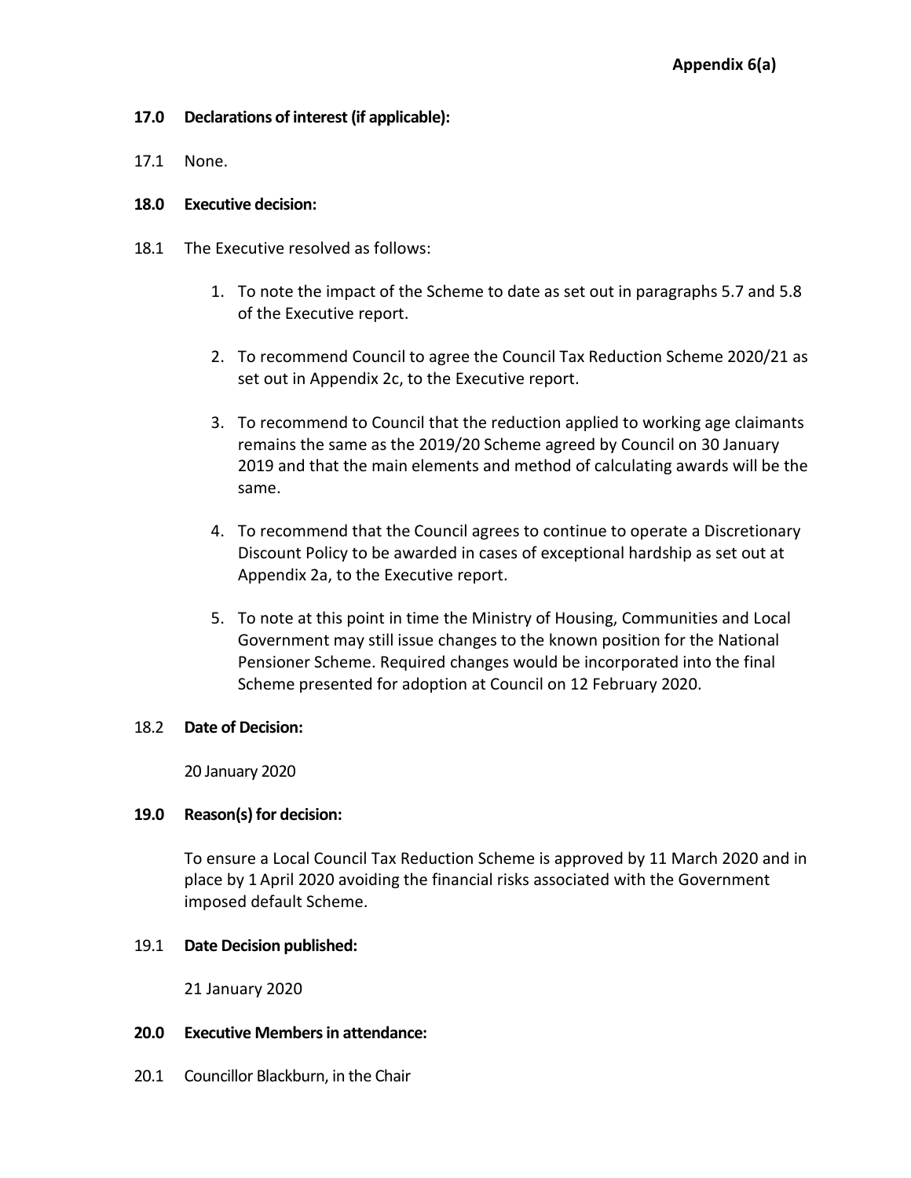**Appendix 6(a)**

**17.0 Declarations of interest (if applicable):**

17.1 None.

**18.0 Executive decision:**

18.1 The Executive resolved as follows:

1. To note the impact of the Scheme to date as set out in paragraphs 5.7 and 5.8 of the Executive report.
2. To recommend Council to agree the Council Tax Reduction Scheme 2020/21 as set out in Appendix 2c, to the Executive report.
3. To recommend to Council that the reduction applied to working age claimants remains the same as the 2019/20 Scheme agreed by Council on 30 January 2019 and that the main elements and method of calculating awards will be the same.
4. To recommend that the Council agrees to continue to operate a Discretionary Discount Policy to be awarded in cases of exceptional hardship as set out at Appendix 2a, to the Executive report.
5. To note at this point in time the Ministry of Housing, Communities and Local Government may still issue changes to the known position for the National Pensioner Scheme. Required changes would be incorporated into the final Scheme presented for adoption at Council on 12 February 2020.

18.2 **Date of Decision:**

20 January 2020

**19.0 Reason(s) for decision:**

To ensure a Local Council Tax Reduction Scheme is approved by 11 March 2020 and in place by 1 April 2020 avoiding the financial risks associated with the Government imposed default Scheme.

19.1 **Date Decision published:**

21 January 2020

**20.0 Executive Members in attendance:**

20.1 Councillor Blackburn, in the Chair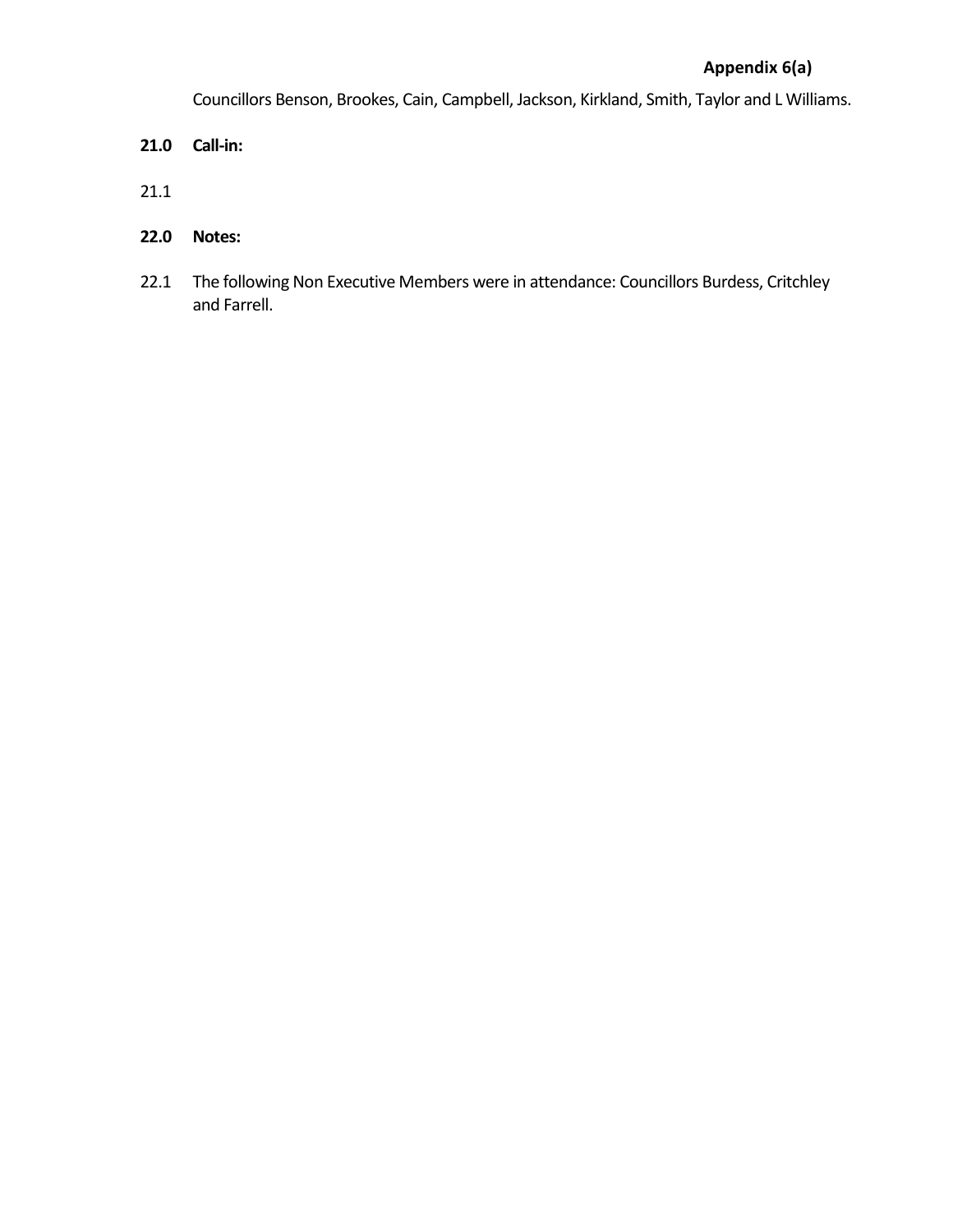Councillors Benson, Brookes, Cain, Campbell, Jackson, Kirkland, Smith, Taylor and L Williams.

**21.0 Call-in:**

21.1

**22.0 Notes:**

22.1 The following Non Executive Members were in attendance: Councillors Burdess, Critchley and Farrell.